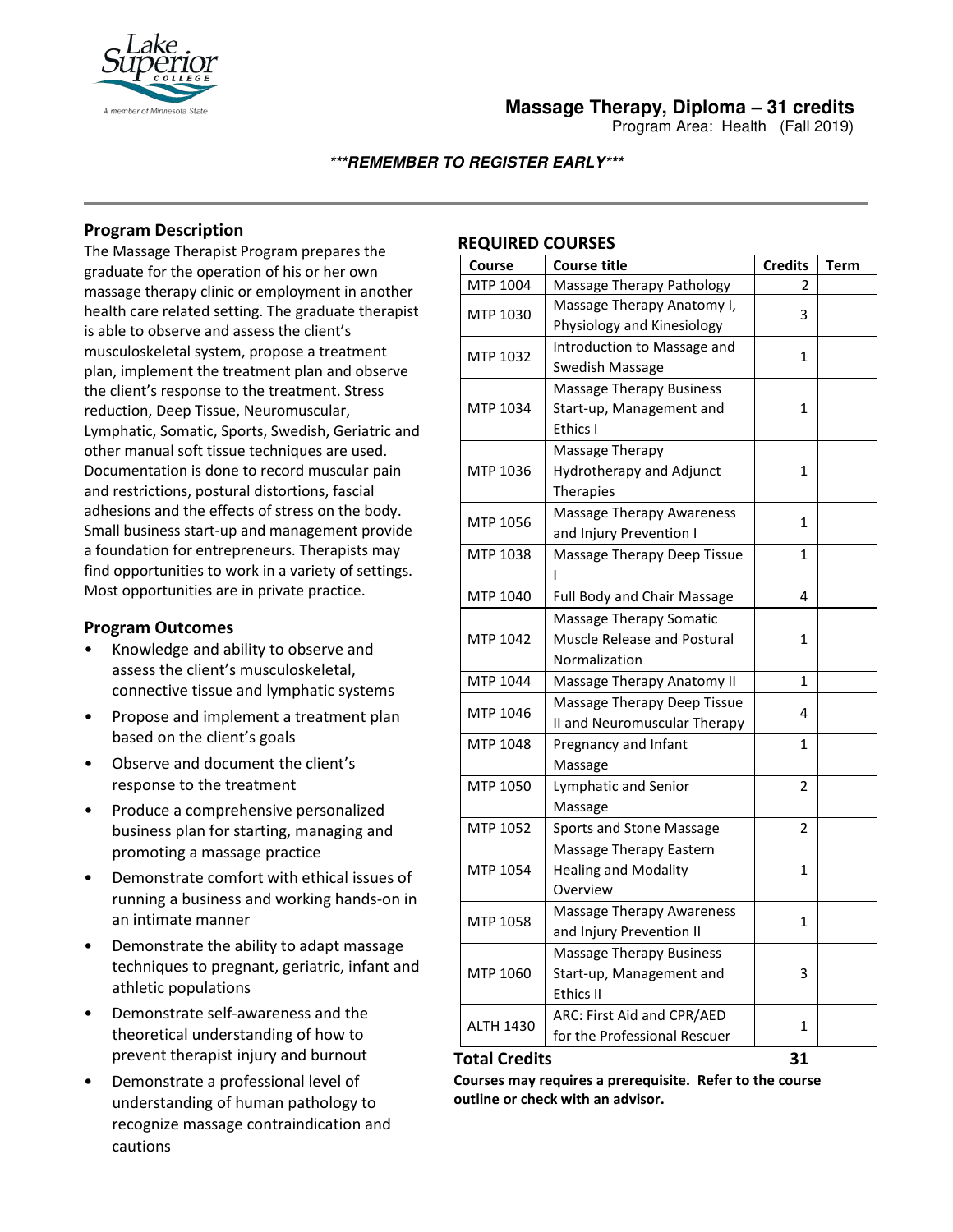# Massage Therapy, Diploma – 31 credits

Program Area: Health (Fall 2019)

***\*\*\*REMEMBER TO REGISTER EARLY\*\*\****

## Program Description

The Massage Therapist Program prepares the graduate for the operation of his or her own massage therapy clinic or employment in another health care related setting. The graduate therapist is able to observe and assess the client's musculoskeletal system, propose a treatment plan, implement the treatment plan and observe the client's response to the treatment. Stress reduction, Deep Tissue, Neuromuscular, Lymphatic, Somatic, Sports, Swedish, Geriatric and other manual soft tissue techniques are used. Documentation is done to record muscular pain and restrictions, postural distortions, fascial adhesions and the effects of stress on the body. Small business start-up and management provide a foundation for entrepreneurs. Therapists may find opportunities to work in a variety of settings. Most opportunities are in private practice.

## Program Outcomes

- Knowledge and ability to observe and assess the client's musculoskeletal, connective tissue and lymphatic systems
- Propose and implement a treatment plan based on the client's goals
- Observe and document the client's response to the treatment
- Produce a comprehensive personalized business plan for starting, managing and promoting a massage practice
- Demonstrate comfort with ethical issues of running a business and working hands-on in an intimate manner
- Demonstrate the ability to adapt massage techniques to pregnant, geriatric, infant and athletic populations
- Demonstrate self-awareness and the theoretical understanding of how to prevent therapist injury and burnout
- Demonstrate a professional level of understanding of human pathology to recognize massage contraindication and cautions

## REQUIRED COURSES

| Course | Course title | Credits | Term |
|---|---|---|---|
| MTP 1004 | Massage Therapy Pathology | 2 | |
| MTP 1030 | Massage Therapy Anatomy I, Physiology and Kinesiology | 3 | |
| MTP 1032 | Introduction to Massage and Swedish Massage | 1 | |
| MTP 1034 | Massage Therapy Business Start-up, Management and Ethics I | 1 | |
| MTP 1036 | Massage Therapy Hydrotherapy and Adjunct Therapies | 1 | |
| MTP 1056 | Massage Therapy Awareness and Injury Prevention I | 1 | |
| MTP 1038 | Massage Therapy Deep Tissue I | 1 | |
| MTP 1040 | Full Body and Chair Massage | 4 | |
| MTP 1042 | Massage Therapy Somatic Muscle Release and Postural Normalization | 1 | |
| MTP 1044 | Massage Therapy Anatomy II | 1 | |
| MTP 1046 | Massage Therapy Deep Tissue II and Neuromuscular Therapy | 4 | |
| MTP 1048 | Pregnancy and Infant Massage | 1 | |
| MTP 1050 | Lymphatic and Senior Massage | 2 | |
| MTP 1052 | Sports and Stone Massage | 2 | |
| MTP 1054 | Massage Therapy Eastern Healing and Modality Overview | 1 | |
| MTP 1058 | Massage Therapy Awareness and Injury Prevention II | 1 | |
| MTP 1060 | Massage Therapy Business Start-up, Management and Ethics II | 3 | |
| ALTH 1430 | ARC: First Aid and CPR/AED for the Professional Rescuer | 1 | |
| **Total Credits** | | **31** | |

**Courses may requires a prerequisite. Refer to the course outline or check with an advisor.**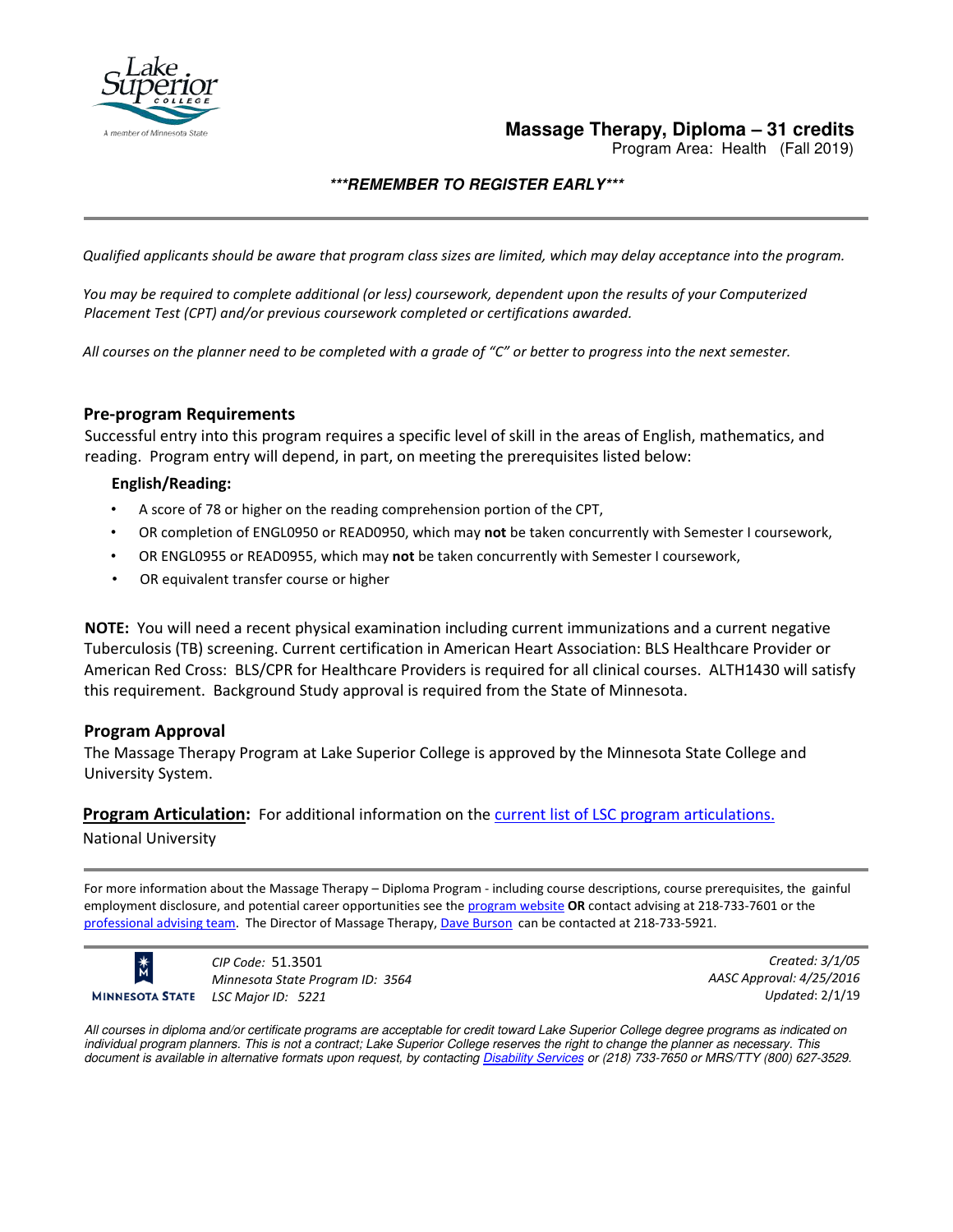# Massage Therapy, Diploma – 31 credits

Program Area: Health (Fall 2019)

***REMEMBER TO REGISTER EARLY***

*Qualified applicants should be aware that program class sizes are limited, which may delay acceptance into the program.*

*You may be required to complete additional (or less) coursework, dependent upon the results of your Computerized Placement Test (CPT) and/or previous coursework completed or certifications awarded.*

*All courses on the planner need to be completed with a grade of "C" or better to progress into the next semester.*

## Pre-program Requirements

Successful entry into this program requires a specific level of skill in the areas of English, mathematics, and reading. Program entry will depend, in part, on meeting the prerequisites listed below:

### English/Reading:

- A score of 78 or higher on the reading comprehension portion of the CPT,
- OR completion of ENGL0950 or READ0950, which may **not** be taken concurrently with Semester I coursework,
- OR ENGL0955 or READ0955, which may **not** be taken concurrently with Semester I coursework,
- OR equivalent transfer course or higher

**NOTE:** You will need a recent physical examination including current immunizations and a current negative Tuberculosis (TB) screening. Current certification in American Heart Association: BLS Healthcare Provider or American Red Cross: BLS/CPR for Healthcare Providers is required for all clinical courses. ALTH1430 will satisfy this requirement. Background Study approval is required from the State of Minnesota.

## Program Approval

The Massage Therapy Program at Lake Superior College is approved by the Minnesota State College and University System.

**Program Articulation:** For additional information on the current list of LSC program articulations.

National University

For more information about the Massage Therapy – Diploma Program - including course descriptions, course prerequisites, the gainful employment disclosure, and potential career opportunities see the program website **OR** contact advising at 218-733-7601 or the professional advising team. The Director of Massage Therapy, Dave Burson can be contacted at 218-733-5921.

*CIP Code:* 51.3501
*Minnesota State Program ID: 3564*
*LSC Major ID: 5221*

*Created: 3/1/05*
*AASC Approval: 4/25/2016*
*Updated*: 2/1/19

*All courses in diploma and/or certificate programs are acceptable for credit toward Lake Superior College degree programs as indicated on individual program planners. This is not a contract; Lake Superior College reserves the right to change the planner as necessary. This document is available in alternative formats upon request, by contacting Disability Services or (218) 733-7650 or MRS/TTY (800) 627-3529.*